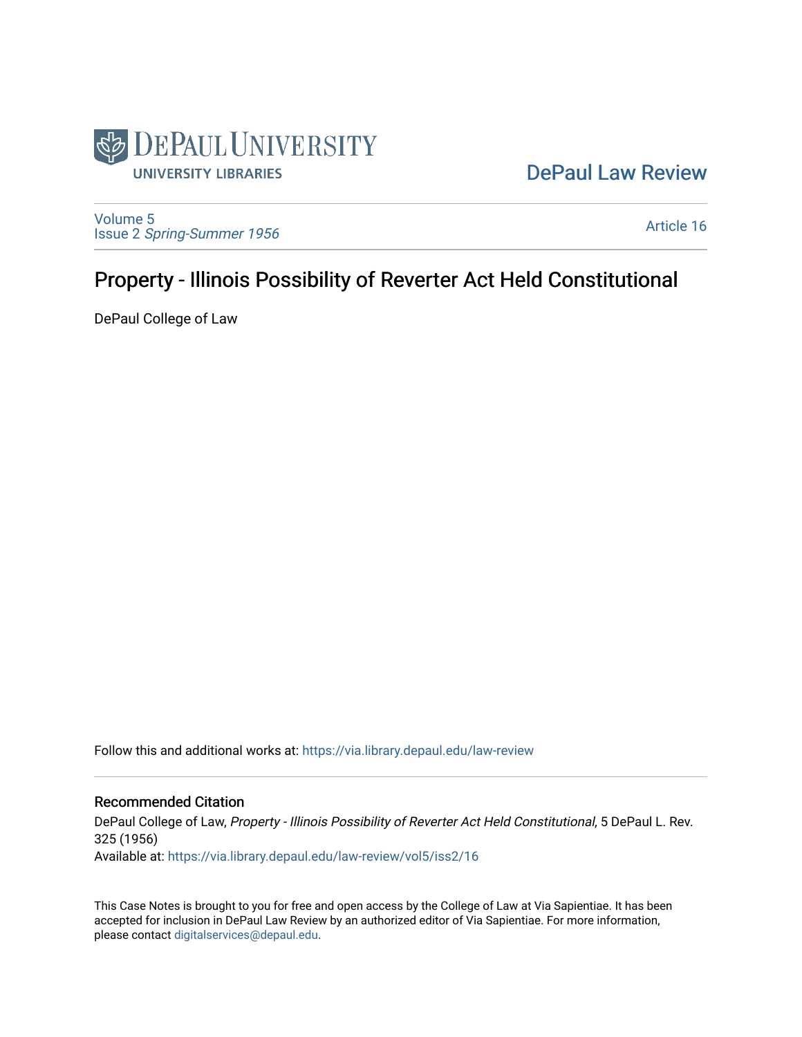DePaul University
UNIVERSITY LIBRARIES

DePaul Law Review

Volume 5
Issue 2 *Spring-Summer 1956*

Article 16

# Property - Illinois Possibility of Reverter Act Held Constitutional

DePaul College of Law

Follow this and additional works at: https://via.library.depaul.edu/law-review

## Recommended Citation

DePaul College of Law, *Property - Illinois Possibility of Reverter Act Held Constitutional*, 5 DePaul L. Rev. 325 (1956)
Available at: https://via.library.depaul.edu/law-review/vol5/iss2/16

This Case Notes is brought to you for free and open access by the College of Law at Via Sapientiae. It has been accepted for inclusion in DePaul Law Review by an authorized editor of Via Sapientiae. For more information, please contact digitalservices@depaul.edu.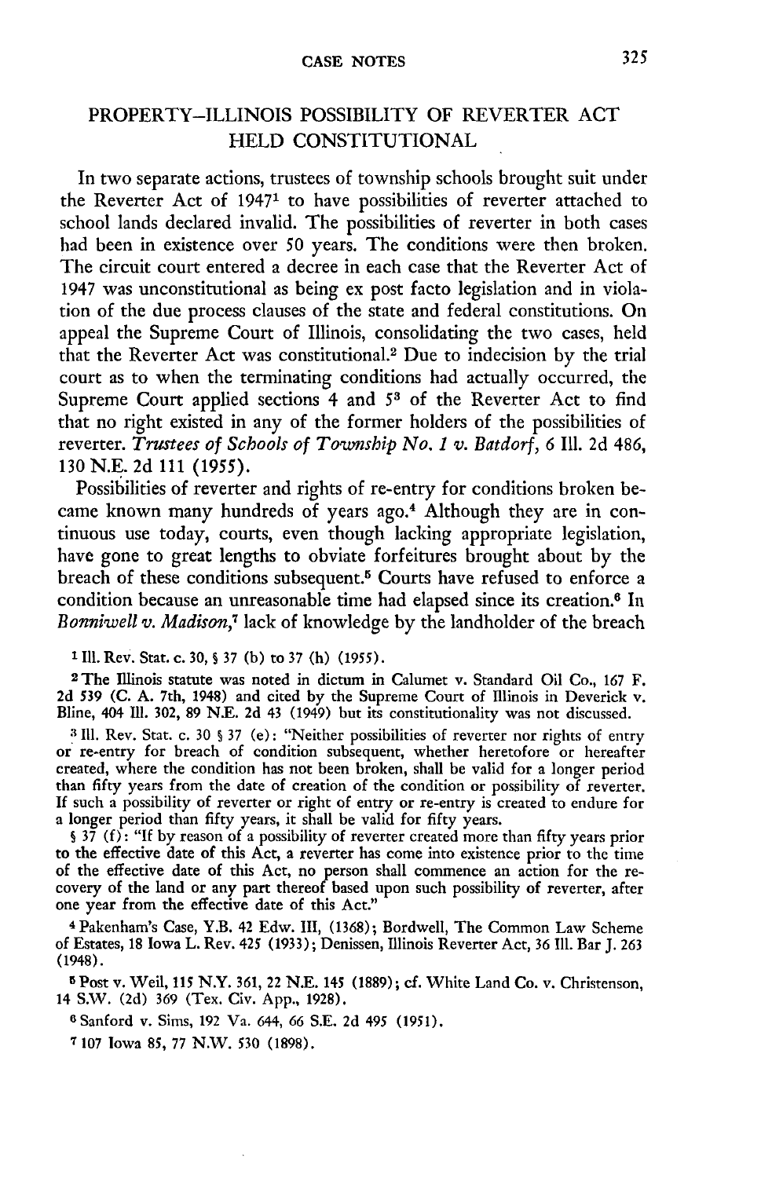## PROPERTY–ILLINOIS POSSIBILITY OF REVERTER ACT HELD CONSTITUTIONAL

In two separate actions, trustees of township schools brought suit under the Reverter Act of 1947[1] to have possibilities of reverter attached to school lands declared invalid. The possibilities of reverter in both cases had been in existence over 50 years. The conditions were then broken. The circuit court entered a decree in each case that the Reverter Act of 1947 was unconstitutional as being ex post facto legislation and in violation of the due process clauses of the state and federal constitutions. On appeal the Supreme Court of Illinois, consolidating the two cases, held that the Reverter Act was constitutional.[2] Due to indecision by the trial court as to when the terminating conditions had actually occurred, the Supreme Court applied sections 4 and 5[3] of the Reverter Act to find that no right existed in any of the former holders of the possibilities of reverter. *Trustees of Schools of Township No. 1 v. Batdorf*, 6 Ill. 2d 486, 130 N.E. 2d 111 (1955).

Possibilities of reverter and rights of re-entry for conditions broken became known many hundreds of years ago.[4] Although they are in continuous use today, courts, even though lacking appropriate legislation, have gone to great lengths to obviate forfeitures brought about by the breach of these conditions subsequent.[5] Courts have refused to enforce a condition because an unreasonable time had elapsed since its creation.[6] In *Bonniwell v. Madison*,[7] lack of knowledge by the landholder of the breach

---

[1] Ill. Rev. Stat. c. 30, § 37 (b) to 37 (h) (1955).

[2] The Illinois statute was noted in dictum in Calumet v. Standard Oil Co., 167 F. 2d 539 (C. A. 7th, 1948) and cited by the Supreme Court of Illinois in Deverick v. Bline, 404 Ill. 302, 89 N.E. 2d 43 (1949) but its constitutionality was not discussed.

[3] Ill. Rev. Stat. c. 30 § 37 (e): "Neither possibilities of reverter nor rights of entry or re-entry for breach of condition subsequent, whether heretofore or hereafter created, where the condition has not been broken, shall be valid for a longer period than fifty years from the date of creation of the condition or possibility of reverter. If such a possibility of reverter or right of entry or re-entry is created to endure for a longer period than fifty years, it shall be valid for fifty years.

§ 37 (f): "If by reason of a possibility of reverter created more than fifty years prior to the effective date of this Act, a reverter has come into existence prior to the time of the effective date of this Act, no person shall commence an action for the recovery of the land or any part thereof based upon such possibility of reverter, after one year from the effective date of this Act."

[4] Pakenham's Case, Y.B. 42 Edw. III, (1368); Bordwell, The Common Law Scheme of Estates, 18 Iowa L. Rev. 425 (1933); Denissen, Illinois Reverter Act, 36 Ill. Bar J. 263 (1948).

[5] Post v. Weil, 115 N.Y. 361, 22 N.E. 145 (1889); cf. White Land Co. v. Christenson, 14 S.W. (2d) 369 (Tex. Civ. App., 1928).

[6] Sanford v. Sims, 192 Va. 644, 66 S.E. 2d 495 (1951).

[7] 107 Iowa 85, 77 N.W. 530 (1898).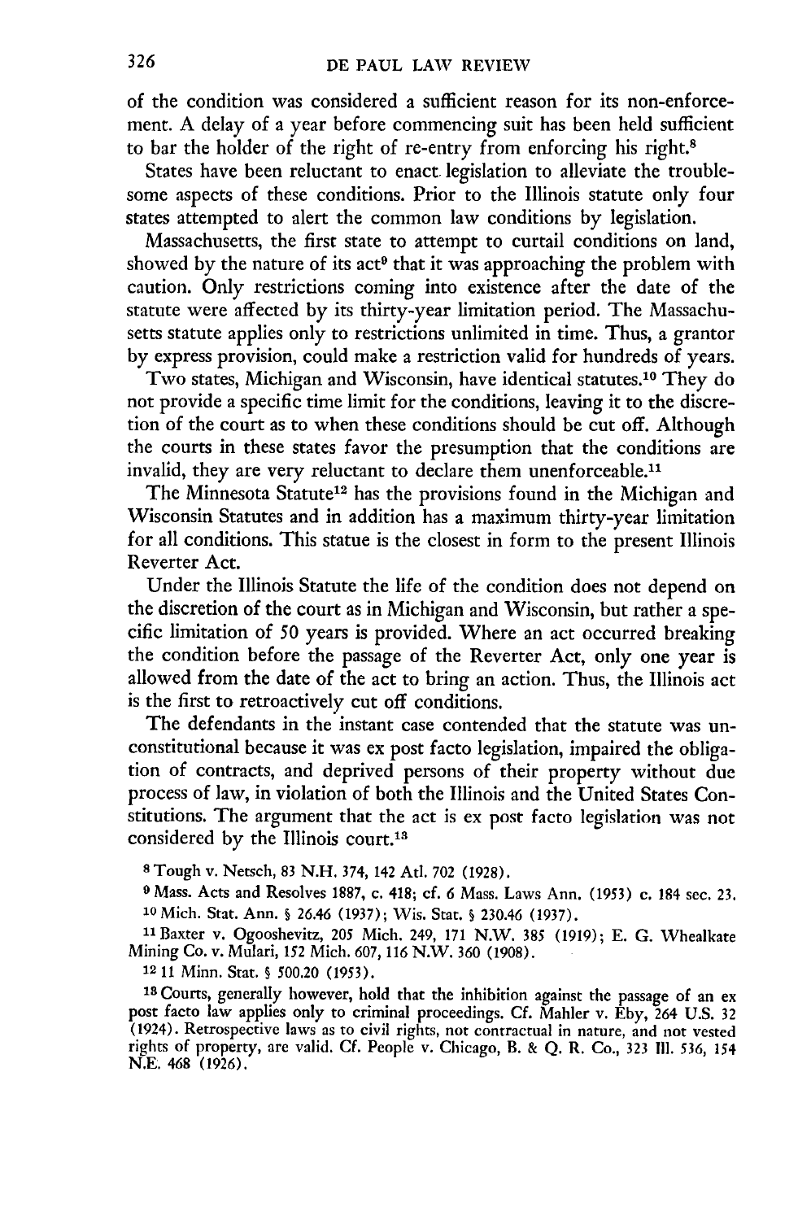of the condition was considered a sufficient reason for its non-enforcement. A delay of a year before commencing suit has been held sufficient to bar the holder of the right of re-entry from enforcing his right.[8]

States have been reluctant to enact legislation to alleviate the troublesome aspects of these conditions. Prior to the Illinois statute only four states attempted to alert the common law conditions by legislation.

Massachusetts, the first state to attempt to curtail conditions on land, showed by the nature of its act[9] that it was approaching the problem with caution. Only restrictions coming into existence after the date of the statute were affected by its thirty-year limitation period. The Massachusetts statute applies only to restrictions unlimited in time. Thus, a grantor by express provision, could make a restriction valid for hundreds of years.

Two states, Michigan and Wisconsin, have identical statutes.[10] They do not provide a specific time limit for the conditions, leaving it to the discretion of the court as to when these conditions should be cut off. Although the courts in these states favor the presumption that the conditions are invalid, they are very reluctant to declare them unenforceable.[11]

The Minnesota Statute[12] has the provisions found in the Michigan and Wisconsin Statutes and in addition has a maximum thirty-year limitation for all conditions. This statue is the closest in form to the present Illinois Reverter Act.

Under the Illinois Statute the life of the condition does not depend on the discretion of the court as in Michigan and Wisconsin, but rather a specific limitation of 50 years is provided. Where an act occurred breaking the condition before the passage of the Reverter Act, only one year is allowed from the date of the act to bring an action. Thus, the Illinois act is the first to retroactively cut off conditions.

The defendants in the instant case contended that the statute was unconstitutional because it was ex post facto legislation, impaired the obligation of contracts, and deprived persons of their property without due process of law, in violation of both the Illinois and the United States Constitutions. The argument that the act is ex post facto legislation was not considered by the Illinois court.[13]

[8] Tough v. Netsch, 83 N.H. 374, 142 Atl. 702 (1928).

[9] Mass. Acts and Resolves 1887, c. 418; cf. 6 Mass. Laws Ann. (1953) c. 184 sec. 23.

[10] Mich. Stat. Ann. § 26.46 (1937); Wis. Stat. § 230.46 (1937).

[11] Baxter v. Ogooshevitz, 205 Mich. 249, 171 N.W. 385 (1919); E. G. Whealkate Mining Co. v. Mulari, 152 Mich. 607, 116 N.W. 360 (1908).

[12] 11 Minn. Stat. § 500.20 (1953).

[13] Courts, generally however, hold that the inhibition against the passage of an ex post facto law applies only to criminal proceedings. Cf. Mahler v. Eby, 264 U.S. 32 (1924). Retrospective laws as to civil rights, not contractual in nature, and not vested rights of property, are valid. Cf. People v. Chicago, B. & Q. R. Co., 323 Ill. 536, 154 N.E. 468 (1926).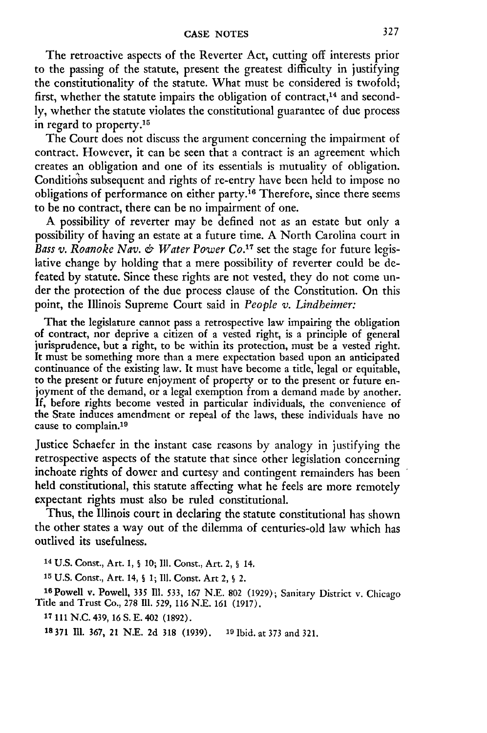The retroactive aspects of the Reverter Act, cutting off interests prior to the passing of the statute, present the greatest difficulty in justifying the constitutionality of the statute. What must be considered is twofold; first, whether the statute impairs the obligation of contract,[14] and secondly, whether the statute violates the constitutional guarantee of due process in regard to property.[15]

The Court does not discuss the argument concerning the impairment of contract. However, it can be seen that a contract is an agreement which creates an obligation and one of its essentials is mutuality of obligation. Conditions subsequent and rights of re-entry have been held to impose no obligations of performance on either party.[16] Therefore, since there seems to be no contract, there can be no impairment of one.

A possibility of reverter may be defined not as an estate but only a possibility of having an estate at a future time. A North Carolina court in *Bass v. Roanoke Nav. & Water Power Co.*[17] set the stage for future legislative change by holding that a mere possibility of reverter could be defeated by statute. Since these rights are not vested, they do not come under the protection of the due process clause of the Constitution. On this point, the Illinois Supreme Court said in *People v. Lindheimer:*

> That the legislature cannot pass a retrospective law impairing the obligation of contract, nor deprive a citizen of a vested right, is a principle of general jurisprudence, but a right, to be within its protection, must be a vested right. It must be something more than a mere expectation based upon an anticipated continuance of the existing law. It must have become a title, legal or equitable, to the present or future enjoyment of property or to the present or future enjoyment of the demand, or a legal exemption from a demand made by another. If, before rights become vested in particular individuals, the convenience of the State induces amendment or repeal of the laws, these individuals have no cause to complain.[19]

Justice Schaefer in the instant case reasons by analogy in justifying the retrospective aspects of the statute that since other legislation concerning inchoate rights of dower and curtesy and contingent remainders has been held constitutional, this statute affecting what he feels are more remotely expectant rights must also be ruled constitutional.

Thus, the Illinois court in declaring the statute constitutional has shown the other states a way out of the dilemma of centuries-old law which has outlived its usefulness.

---

[14] U.S. Const., Art. 1, § 10; Ill. Const., Art. 2, § 14.

[15] U.S. Const., Art. 14, § 1; Ill. Const. Art 2, § 2.

[16] Powell v. Powell, 335 Ill. 533, 167 N.E. 802 (1929); Sanitary District v. Chicago Title and Trust Co., 278 Ill. 529, 116 N.E. 161 (1917).

[17] 111 N.C. 439, 16 S. E. 402 (1892).

[18] 371 Ill. 367, 21 N.E. 2d 318 (1939). [19] Ibid. at 373 and 321.